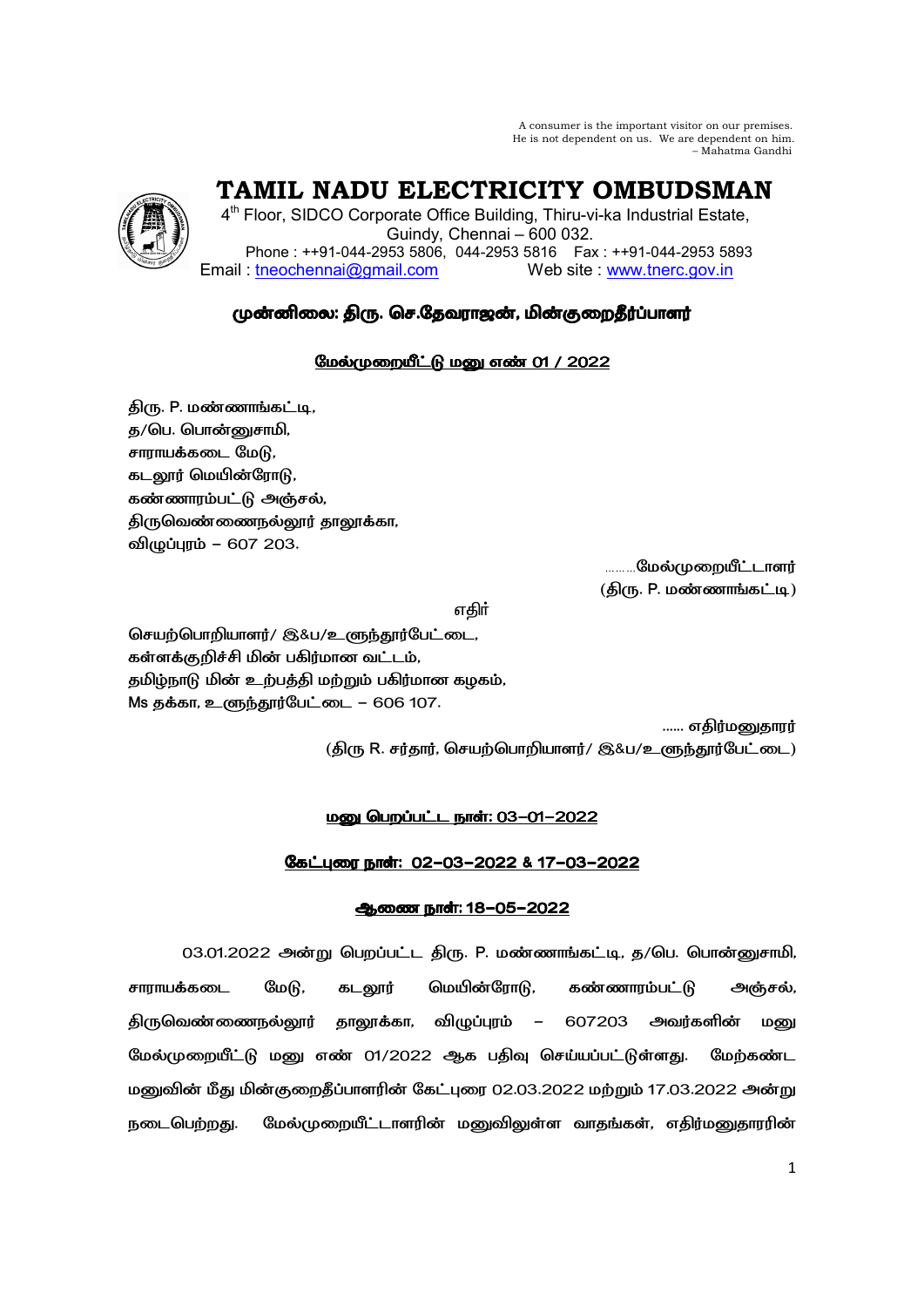A consumer is the important visitor on our premises.
He is not dependent on us. We are dependent on him.
– Mahatma Gandhi

# TAMIL NADU ELECTRICITY OMBUDSMAN

4th Floor, SIDCO Corporate Office Building, Thiru-vi-ka Industrial Estate,
Guindy, Chennai – 600 032.
Phone : ++91-044-2953 5806, 044-2953 5816 Fax : ++91-044-2953 5893
Email : tneochennai@gmail.com Web site : www.tnerc.gov.in

**முன்னிலை: திரு. செ.தேவராஜன், மின்குறைதீர்ப்பாளர்**

**மேல்முறையீட்டு மனு எண் 01 / 2022**

திரு. P. மண்ணாங்கட்டி,
த/பெ. பொன்னுசாமி,
சாராயக்கடை மேடு,
கடலூர் மெயின்ரோடு,
கண்ணாரம்பட்டு அஞ்சல்,
திருவெண்ணைநல்லூர் தாலூக்கா,
விழுப்புரம் – 607 203.

………மேல்முறையீட்டாளர்
(திரு. P. மண்ணாங்கட்டி)

எதிர்

செயற்பொறியாளர்/ இ&ப/உளுந்தூர்பேட்டை,
கள்ளக்குறிச்சி மின் பகிர்மான வட்டம்,
தமிழ்நாடு மின் உற்பத்தி மற்றும் பகிர்மான கழகம்,
Ms தக்கா, உளுந்தூர்பேட்டை – 606 107.

...... எதிர்மனுதாரர்
(திரு R. சர்தார், செயற்பொறியாளர்/ இ&ப/உளுந்தூர்பேட்டை)

**மனு பெறப்பட்ட நாள்: 03-01-2022**

**கேட்புரை நாள்: 02-03-2022 & 17-03-2022**

**ஆணை நாள்: 18-05-2022**

03.01.2022 அன்று பெறப்பட்ட திரு. P. மண்ணாங்கட்டி, த/பெ. பொன்னுசாமி, சாராயக்கடை மேடு, கடலூர் மெயின்ரோடு, கண்ணாரம்பட்டு அஞ்சல், திருவெண்ணைநல்லூர் தாலூக்கா, விழுப்புரம் – 607203 அவர்களின் மனு மேல்முறையீட்டு மனு எண் 01/2022 ஆக பதிவு செய்யப்பட்டுள்ளது. மேற்கண்ட மனுவின் மீது மின்குறைதீர்ப்பாளரின் கேட்புரை 02.03.2022 மற்றும் 17.03.2022 அன்று நடைபெற்றது. மேல்முறையீட்டாளரின் மனுவிலுள்ள வாதங்கள், எதிர்மனுதாரரின்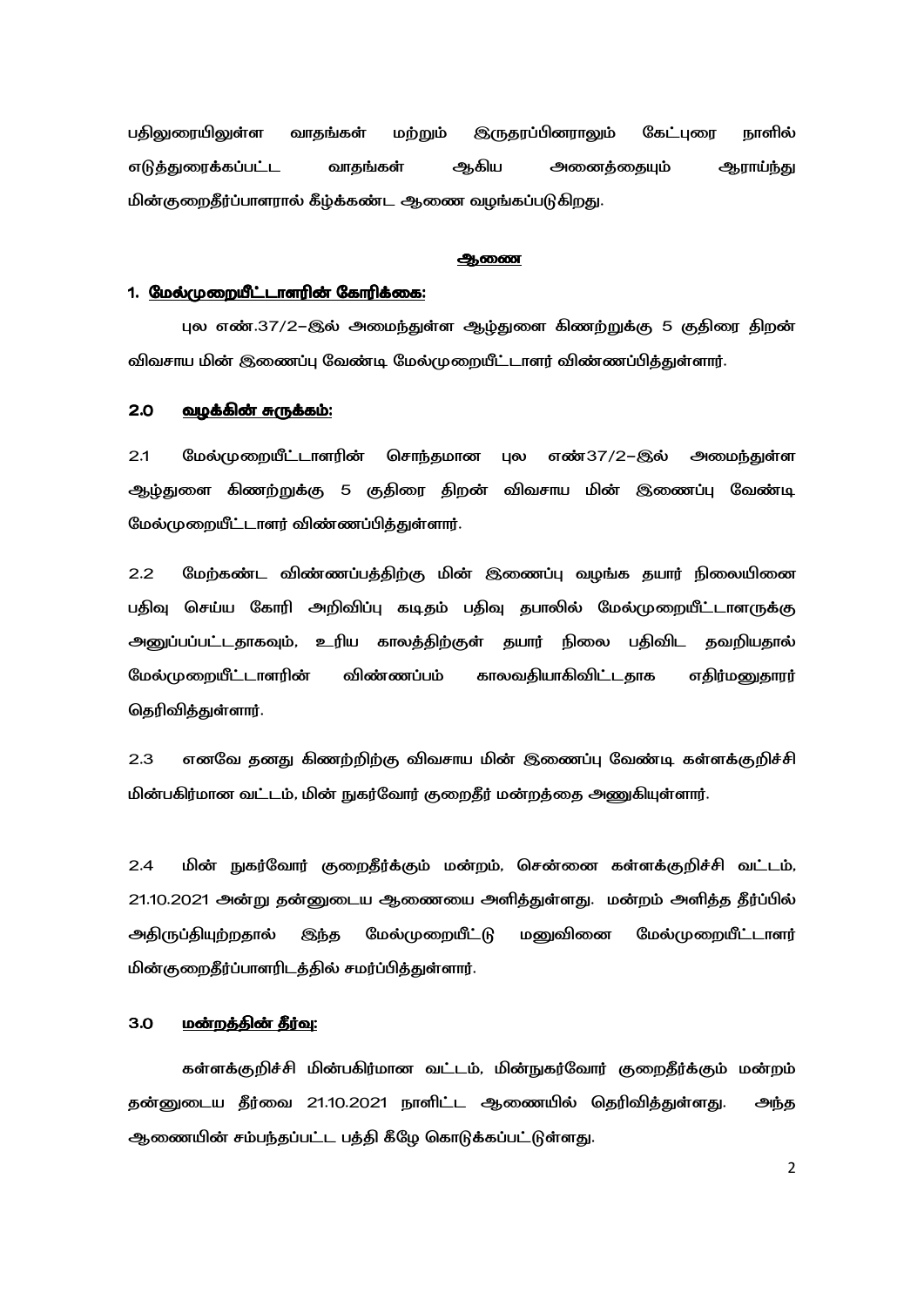பதிலுரையிலுள்ள வாதங்கள் மற்றும் இருதரப்பினராலும் கேட்புரை நாளில் எடுத்துரைக்கப்பட்ட வாதங்கள் ஆகிய அனைத்தையும் ஆராய்ந்து மின்குறைதீர்ப்பாளரால் கீழ்க்கண்ட ஆணை வழங்கப்படுகிறது.

## ஆணை

### 1. மேல்முறையீட்டாளரின் கோரிக்கை:

புல எண்.37/2–இல் அமைந்துள்ள ஆழ்துளை கிணற்றுக்கு 5 குதிரை திறன் விவசாய மின் இணைப்பு வேண்டி மேல்முறையீட்டாளர் விண்ணப்பித்துள்ளார்.

### 2.0 வழக்கின் சுருக்கம்:

2.1 மேல்முறையீட்டாளரின் சொந்தமான புல எண்37/2–இல் அமைந்துள்ள ஆழ்துளை கிணற்றுக்கு 5 குதிரை திறன் விவசாய மின் இணைப்பு வேண்டி மேல்முறையீட்டாளர் விண்ணப்பித்துள்ளார்.

2.2 மேற்கண்ட விண்ணப்பத்திற்கு மின் இணைப்பு வழங்க தயார் நிலையினை பதிவு செய்ய கோரி அறிவிப்பு கடிதம் பதிவு தபாலில் மேல்முறையீட்டாளருக்கு அனுப்பப்பட்டதாகவும், உரிய காலத்திற்குள் தயார் நிலை பதிவிட தவறியதால் மேல்முறையீட்டாளரின் விண்ணப்பம் காலவதியாகிவிட்டதாக எதிர்மனுதாரர் தெரிவித்துள்ளார்.

2.3 எனவே தனது கிணற்றிற்கு விவசாய மின் இணைப்பு வேண்டி கள்ளக்குறிச்சி மின்பகிர்மான வட்டம், மின் நுகர்வோர் குறைதீர் மன்றத்தை அணுகியுள்ளார்.

2.4 மின் நுகர்வோர் குறைதீர்க்கும் மன்றம், சென்னை கள்ளக்குறிச்சி வட்டம், 21.10.2021 அன்று தன்னுடைய ஆணையை அளித்துள்ளது. மன்றம் அளித்த தீர்ப்பில் அதிருப்தியுற்றதால் இந்த மேல்முறையீட்டு மனுவினை மேல்முறையீட்டாளர் மின்குறைதீர்ப்பாளரிடத்தில் சமர்ப்பித்துள்ளார்.

### 3.0 மன்றத்தின் தீர்வு:

கள்ளக்குறிச்சி மின்பகிர்மான வட்டம், மின்நுகர்வோர் குறைதீர்க்கும் மன்றம் தன்னுடைய தீர்வை 21.10.2021 நாளிட்ட ஆணையில் தெரிவித்துள்ளது. அந்த ஆணையின் சம்பந்தப்பட்ட பத்தி கீழே கொடுக்கப்பட்டுள்ளது.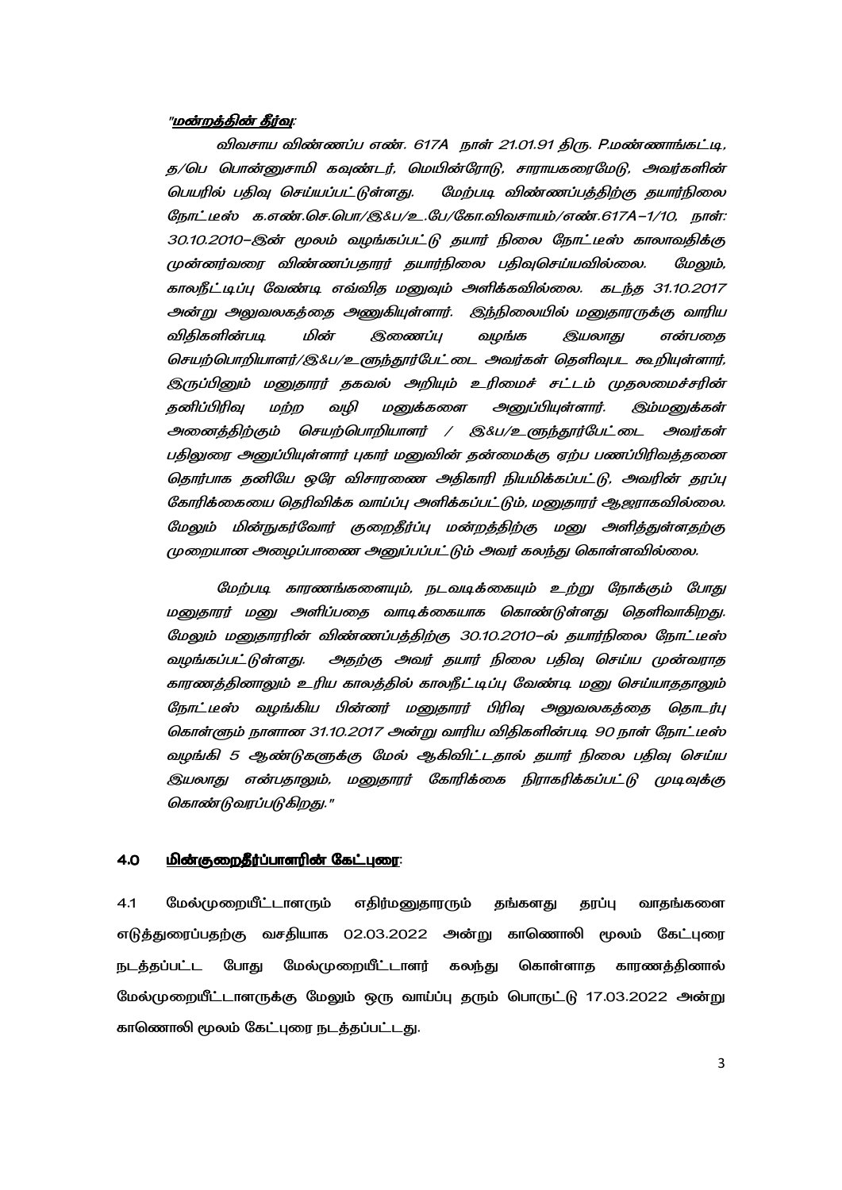*"**மன்றத்தின் தீர்வு**:*

*விவசாய விண்ணப்ப எண். 617A நாள் 21.01.91 திரு. P.மண்ணாங்கட்டி, த/பெ பொன்னுசாமி கவுண்டர், மெயின்ரோடு, சாராபகரைமேடு, அவர்களின் பெயரில் பதிவு செய்யப்பட்டுள்ளது. மேற்படி விண்ணப்பத்திற்கு தயார்நிலை நோட்டீஸ் க.எண்.செ.பொ/இ&ப/உ.பே/கோ.விவசாயம்/எண்.617A–1/10, நாள்: 30.10.2010–இன் மூலம் வழங்கப்பட்டு தயார் நிலை நோட்டீஸ் காலாவதிக்கு முன்னர்வரை விண்ணப்பதாரர் தயார்நிலை பதிவுசெய்யவில்லை. மேலும், காலநீட்டிப்பு வேண்டி எவ்வித மனுவும் அளிக்கவில்லை. கடந்த 31.10.2017 அன்று அலுவலகத்தை அணுகியுள்ளார். இந்நிலையில் மனுதாரருக்கு வாரிய விதிகளின்படி மின் இணைப்பு வழங்க இயலாது என்பதை செயற்பொறியாளர்/இ&ப/உளுந்தூர்பேட்டை அவர்கள் தெளிவுபட கூறியுள்ளார், இருப்பினும் மனுதாரர் தகவல் அறியும் உரிமைச் சட்டம் முதலமைச்சரின் தனிப்பிரிவு மற்ற வழி மனுக்களை அனுப்பியுள்ளார். இம்மனுக்கள் அனைத்திற்கும் செயற்பொறியாளர் / இ&ப/உளுந்தூர்பேட்டை அவர்கள் பதிலுரை அனுப்பியுள்ளார் புகார் மனுவின் தன்மைக்கு ஏற்ப பணப்பிரிவத்தனை தொர்பாக தனியே ஒரே விசாரணை அதிகாரி நியமிக்கப்பட்டு, அவரின் தரப்பு கோரிக்கையை தெரிவிக்க வாய்ப்பு அளிக்கப்பட்டும், மனுதாரர் ஆஜராகவில்லை. மேலும் மின்நுகர்வோர் குறைதீர்ப்பு மன்றத்திற்கு மனு அளித்துள்ளதற்கு முறையான அழைப்பாணை அனுப்பப்பட்டும் அவர் கலந்து கொள்ளவில்லை.*

*மேற்படி காரணங்களையும், நடவடிக்கையும் உற்று நோக்கும் போது மனுதாரர் மனு அளிப்பதை வாடிக்கையாக கொண்டுள்ளது தெளிவாகிறது. மேலும் மனுதாரரின் விண்ணப்பத்திற்கு 30.10.2010–ல் தயார்நிலை நோட்டீஸ் வழங்கப்பட்டுள்ளது. அதற்கு அவர் தயார் நிலை பதிவு செய்ய முன்வராத காரணத்தினாலும் உரிய காலத்தில் காலநீட்டிப்பு வேண்டி மனு செய்யாததாலும் நோட்டீஸ் வழங்கிய பின்னர் மனுதாரர் பிரிவு அலுவலகத்தை தொடர்பு கொள்ளும் நாளான 31.10.2017 அன்று வாரிய விதிகளின்படி 90 நாள் நோட்டீஸ் வழங்கி 5 ஆண்டுகளுக்கு மேல் ஆகிவிட்டதால் தயார் நிலை பதிவு செய்ய இயலாது என்பதாலும், மனுதாரர் கோரிக்கை நிராகரிக்கப்பட்டு முடிவுக்கு கொண்டுவரப்படுகிறது."*

## 4.0 மின்குறைதீர்ப்பாளரின் கேட்புரை:

4.1 மேல்முறையீட்டாளரும் எதிர்மனுதாரரும் தங்களது தரப்பு வாதங்களை எடுத்துரைப்பதற்கு வசதியாக 02.03.2022 அன்று காணொலி மூலம் கேட்புரை நடத்தப்பட்ட போது மேல்முறையீட்டாளர் கலந்து கொள்ளாத காரணத்தினால் மேல்முறையீட்டாளருக்கு மேலும் ஒரு வாய்ப்பு தரும் பொருட்டு 17.03.2022 அன்று காணொலி மூலம் கேட்புரை நடத்தப்பட்டது.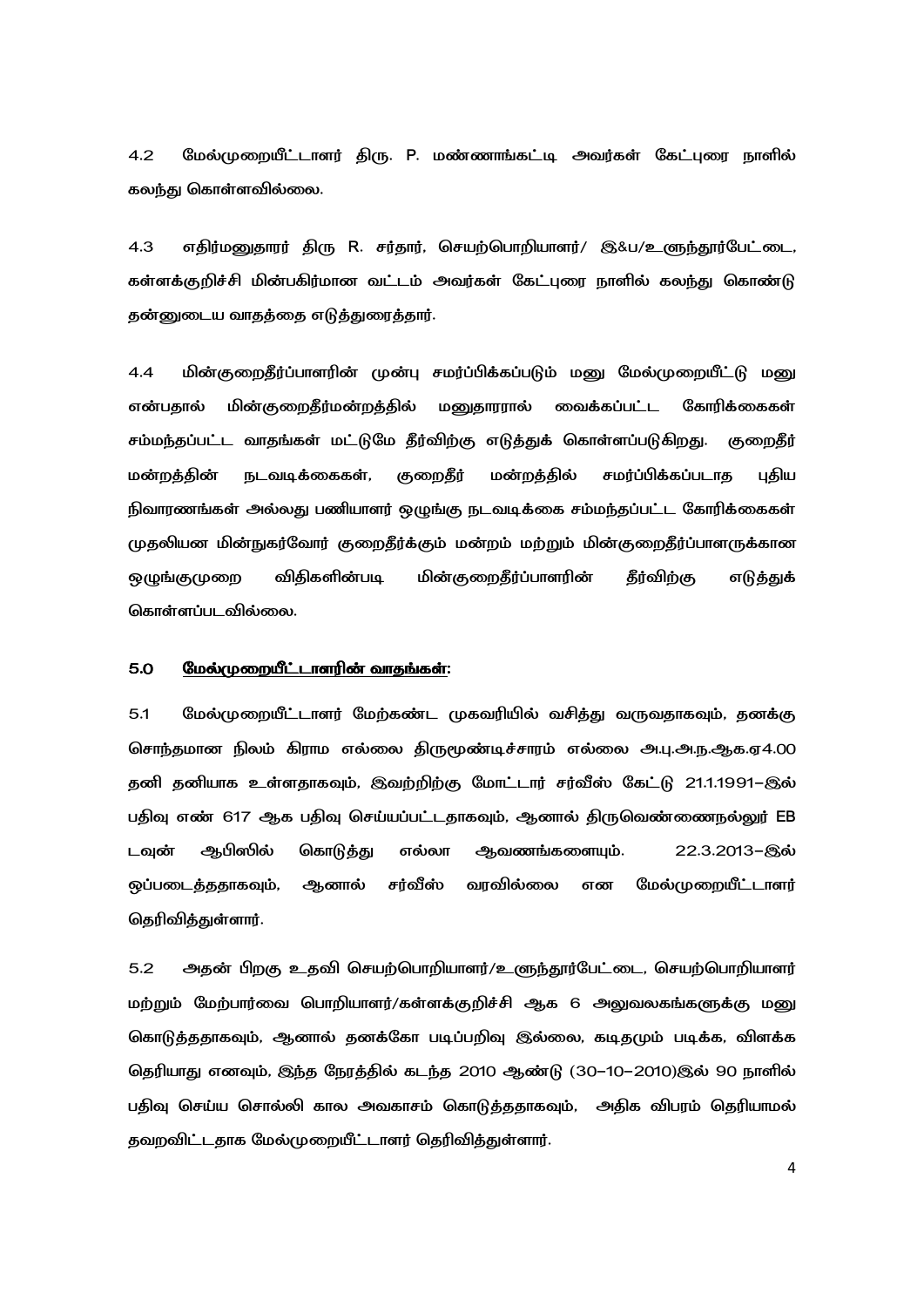4.2 மேல்முறையீட்டாளர் திரு. P. மண்ணாங்கட்டி அவர்கள் கேட்புரை நாளில் கலந்து கொள்ளவில்லை.

4.3 எதிர்மனுதாரர் திரு R. சர்தார், செயற்பொறியாளர்/ இ&ப/உளுந்தூர்பேட்டை, கள்ளக்குறிச்சி மின்பகிர்மான வட்டம் அவர்கள் கேட்புரை நாளில் கலந்து கொண்டு தன்னுடைய வாதத்தை எடுத்துரைத்தார்.

4.4 மின்குறைதீர்ப்பாளரின் முன்பு சமர்ப்பிக்கப்படும் மனு மேல்முறையீட்டு மனு என்பதால் மின்குறைதீர்மன்றத்தில் மனுதாரரால் வைக்கப்பட்ட கோரிக்கைகள் சம்மந்தப்பட்ட வாதங்கள் மட்டுமே தீர்விற்கு எடுத்துக் கொள்ளப்படுகிறது. குறைதீர் மன்றத்தின் நடவடிக்கைகள், குறைதீர் மன்றத்தில் சமர்ப்பிக்கப்படாத புதிய நிவாரணங்கள் அல்லது பணியாளர் ஒழுங்கு நடவடிக்கை சம்மந்தப்பட்ட கோரிக்கைகள் முதலியன மின்நுகர்வோர் குறைதீர்க்கும் மன்றம் மற்றும் மின்குறைதீர்ப்பாளருக்கான ஒழுங்குமுறை விதிகளின்படி மின்குறைதீர்ப்பாளரின் தீர்விற்கு எடுத்துக் கொள்ளப்படவில்லை.

## 5.0 <u>மேல்முறையீட்டாளரின் வாதங்கள்:</u>

5.1 மேல்முறையீட்டாளர் மேற்கண்ட முகவரியில் வசித்து வருவதாகவும், தனக்கு சொந்தமான நிலம் கிராம எல்லை திருமூண்டிச்சாரம் எல்லை அ.பு.அ.ந.ஆக.ஏ4.00 தனி தனியாக உள்ளதாகவும், இவற்றிற்கு மோட்டார் சர்வீஸ் கேட்டு 21.1.1991–இல் பதிவு எண் 617 ஆக பதிவு செய்யப்பட்டதாகவும், ஆனால் திருவெண்ணைநல்லூர் EB டவுன் ஆபிஸில் கொடுத்து எல்லா ஆவணங்களையும். 22.3.2013–இல் ஒப்படைத்ததாகவும், ஆனால் சர்வீஸ் வரவில்லை என மேல்முறையீட்டாளர் தெரிவித்துள்ளார்.

5.2 அதன் பிறகு உதவி செயற்பொறியாளர்/உளுந்தூர்பேட்டை, செயற்பொறியாளர் மற்றும் மேற்பார்வை பொறியாளர்/கள்ளக்குறிச்சி ஆக 6 அலுவலகங்களுக்கு மனு கொடுத்ததாகவும், ஆனால் தனக்கோ படிப்பறிவு இல்லை, கடிதமும் படிக்க, விளக்க தெரியாது எனவும், இந்த நேரத்தில் கடந்த 2010 ஆண்டு (30–10–2010)இல் 90 நாளில் பதிவு செய்ய சொல்லி கால அவகாசம் கொடுத்ததாகவும், அதிக விபரம் தெரியாமல் தவறவிட்டதாக மேல்முறையீட்டாளர் தெரிவித்துள்ளார்.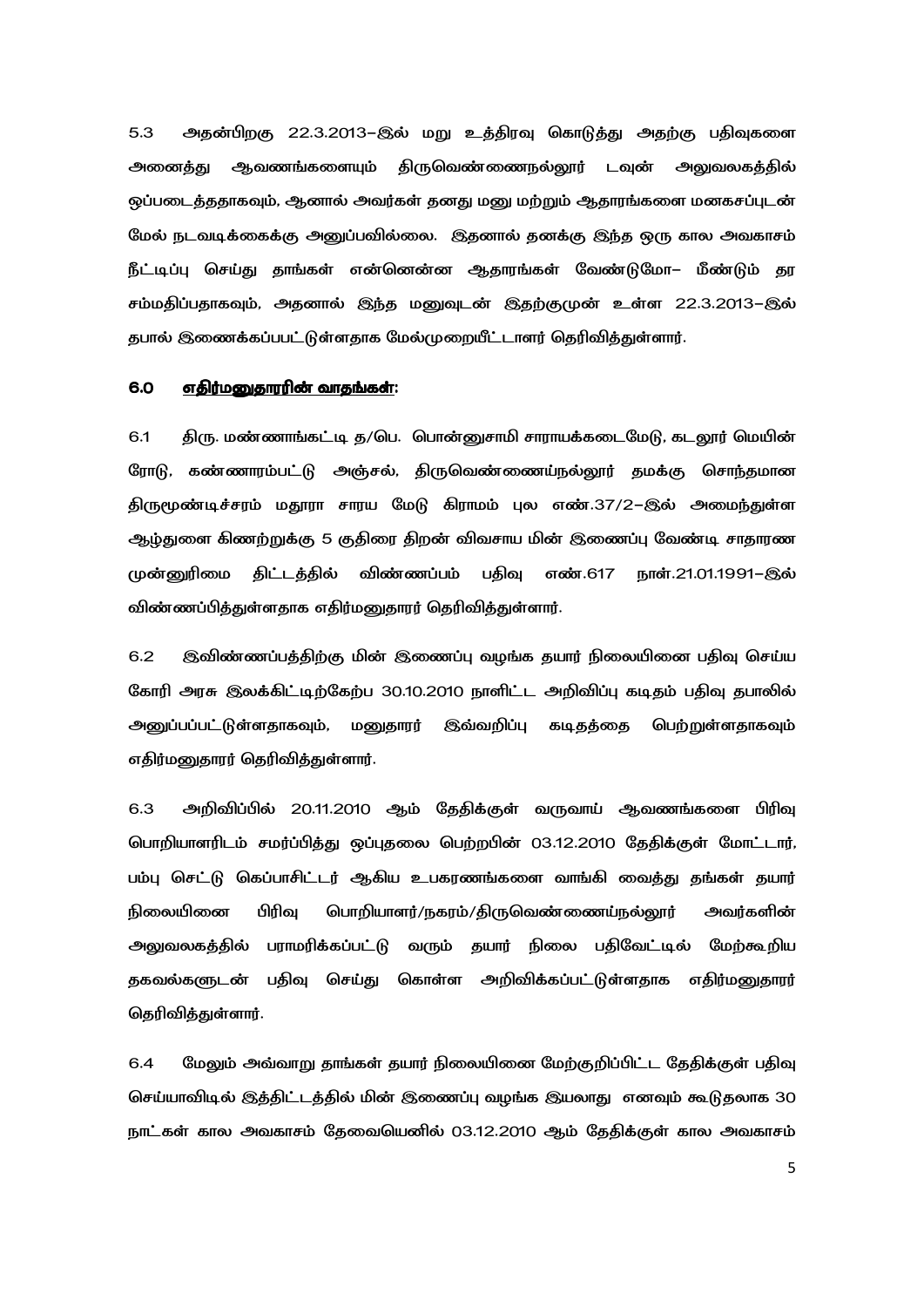5.3 அதன்பிறகு 22.3.2013–இல் மறு உத்திரவு கொடுத்து அதற்கு பதிவுகளை அனைத்து ஆவணங்களையும் திருவெண்ணைநல்லூர் டவுன் அலுவலகத்தில் ஒப்படைத்ததாகவும், ஆனால் அவர்கள் தனது மனு மற்றும் ஆதாரங்களை மனகசப்புடன் மேல் நடவடிக்கைக்கு அனுப்பவில்லை. இதனால் தனக்கு இந்த ஒரு கால அவகாசம் நீட்டிப்பு செய்து தாங்கள் என்னென்ன ஆதாரங்கள் வேண்டுமோ– மீண்டும் தர சம்மதிப்பதாகவும், அதனால் இந்த மனுவுடன் இதற்குமுன் உள்ள 22.3.2013–இல் தபால் இணைக்கப்பபட்டுள்ளதாக மேல்முறையீட்டாளர் தெரிவித்துள்ளார்.

## 6.0 <u>எதிர்மனுதாரரின் வாதங்கள்:</u>

6.1 திரு. மண்ணாங்கட்டி த/பெ. பொன்னுசாமி சாராயக்கடைமேடு, கடலூர் மெயின் ரோடு, கண்ணாரம்பட்டு அஞ்சல், திருவெண்ணைய்நல்லூர் தமக்கு சொந்தமான திருமூண்டிச்சரம் மதுரா சாரய மேடு கிராமம் புல எண்.37/2–இல் அமைந்துள்ள ஆழ்துளை கிணற்றுக்கு 5 குதிரை திறன் விவசாய மின் இணைப்பு வேண்டி சாதாரண முன்னுரிமை திட்டத்தில் விண்ணப்பம் பதிவு எண்.617 நாள்.21.01.1991–இல் விண்ணப்பித்துள்ளதாக எதிர்மனுதாரர் தெரிவித்துள்ளார்.

6.2 இவிண்ணப்பத்திற்கு மின் இணைப்பு வழங்க தயார் நிலையினை பதிவு செய்ய கோரி அரசு இலக்கிட்டிற்கேற்ப 30.10.2010 நாளிட்ட அறிவிப்பு கடிதம் பதிவு தபாலில் அனுப்பப்பட்டுள்ளதாகவும், மனுதாரர் இவ்வறிப்பு கடிதத்தை பெற்றுள்ளதாகவும் எதிர்மனுதாரர் தெரிவித்துள்ளார்.

6.3 அறிவிப்பில் 20.11.2010 ஆம் தேதிக்குள் வருவாய் ஆவணங்களை பிரிவு பொறியாளரிடம் சமர்ப்பித்து ஒப்புதலை பெற்றபின் 03.12.2010 தேதிக்குள் மோட்டார், பம்பு செட்டு கெப்பாசிட்டர் ஆகிய உபகரணங்களை வாங்கி வைத்து தங்கள் தயார் நிலையினை பிரிவு பொறியாளர்/நகரம்/திருவெண்ணைய்நல்லூர் அவர்களின் அலுவலகத்தில் பராமரிக்கப்பட்டு வரும் தயார் நிலை பதிவேட்டில் மேற்கூறிய தகவல்களுடன் பதிவு செய்து கொள்ள அறிவிக்கப்பட்டுள்ளதாக எதிர்மனுதாரர் தெரிவித்துள்ளார்.

6.4 மேலும் அவ்வாறு தாங்கள் தயார் நிலையினை மேற்குறிப்பிட்ட தேதிக்குள் பதிவு செய்யாவிடில் இத்திட்டத்தில் மின் இணைப்பு வழங்க இயலாது எனவும் கூடுதலாக 30 நாட்கள் கால அவகாசம் தேவையெனில் 03.12.2010 ஆம் தேதிக்குள் கால அவகாசம்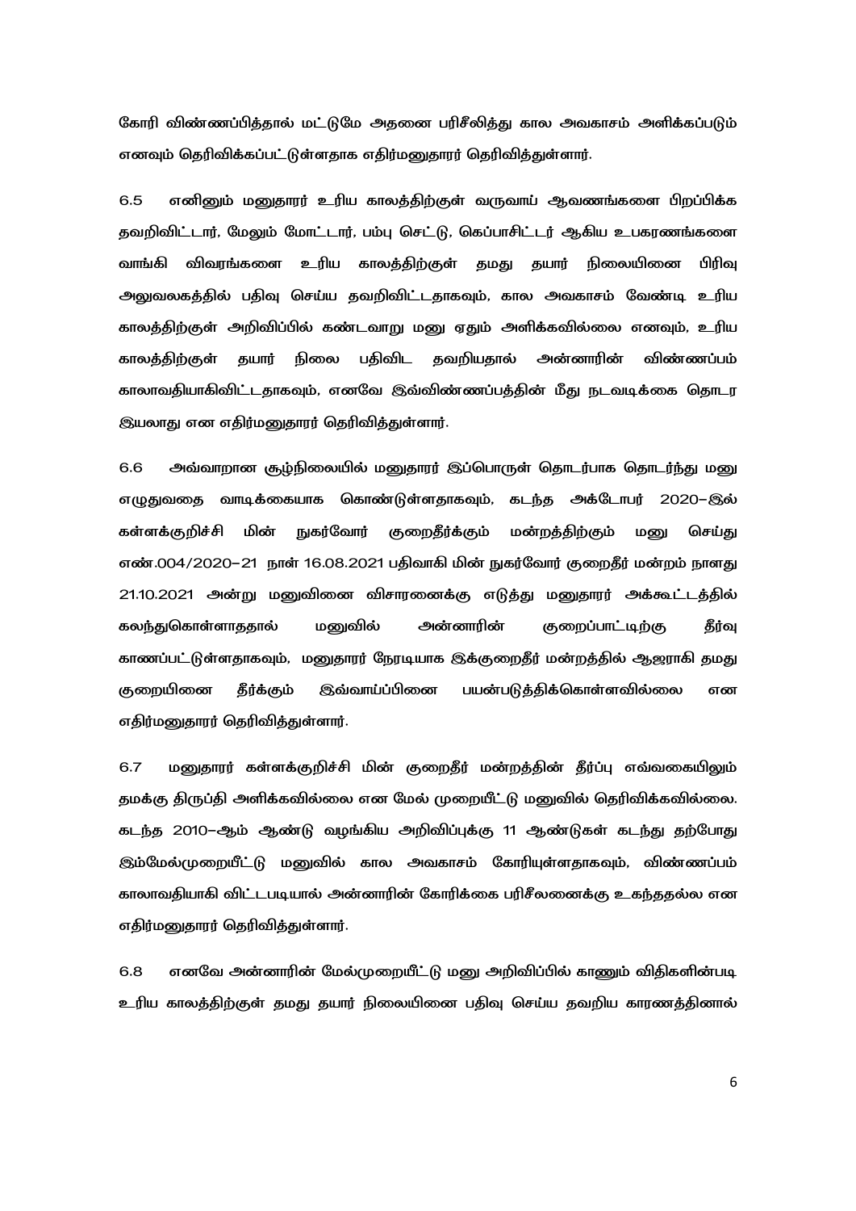கோரி விண்ணப்பித்தால் மட்டுமே அதனை பரிசீலித்து கால அவகாசம் அளிக்கப்படும் எனவும் தெரிவிக்கப்பட்டுள்ளதாக எதிர்மனுதாரர் தெரிவித்துள்ளார்.

6.5 எனினும் மனுதாரர் உரிய காலத்திற்குள் வருவாய் ஆவணங்களை பிறப்பிக்க தவறிவிட்டார், மேலும் மோட்டார், பம்பு செட்டு, கெப்பாசிட்டர் ஆகிய உபகரணங்களை வாங்கி விவரங்களை உரிய காலத்திற்குள் தமது தயார் நிலையினை பிரிவு அலுவலகத்தில் பதிவு செய்ய தவறிவிட்டதாகவும், கால அவகாசம் வேண்டி உரிய காலத்திற்குள் அறிவிப்பில் கண்டவாறு மனு ஏதும் அளிக்கவில்லை எனவும், உரிய காலத்திற்குள் தயார் நிலை பதிவிட தவறியதால் அன்னாரின் விண்ணப்பம் காலாவதியாகிவிட்டதாகவும், எனவே இவ்விண்ணப்பத்தின் மீது நடவடிக்கை தொடர இயலாது என எதிர்மனுதாரர் தெரிவித்துள்ளார்.

6.6 அவ்வாறான சூழ்நிலையில் மனுதாரர் இப்பொருள் தொடர்பாக தொடர்ந்து மனு எழுதுவதை வாடிக்கையாக கொண்டுள்ளதாகவும், கடந்த அக்டோபர் 2020–இல் கள்ளக்குறிச்சி மின் நுகர்வோர் குறைதீர்க்கும் மன்றத்திற்கும் மனு செய்து எண்.004/2020–21 நாள் 16.08.2021 பதிவாகி மின் நுகர்வோர் குறைதீர் மன்றம் நாளது 21.10.2021 அன்று மனுவினை விசாரணைக்கு எடுத்து மனுதாரர் அக்கூட்டத்தில் கலந்துகொள்ளாததால் மனுவில் அன்னாரின் குறைப்பாட்டிற்கு தீர்வு காணப்பட்டுள்ளதாகவும், மனுதாரர் நேரடியாக இக்குறைதீர் மன்றத்தில் ஆஜராகி தமது குறையினை தீர்க்கும் இவ்வாய்ப்பினை பயன்படுத்திக்கொள்ளவில்லை என எதிர்மனுதாரர் தெரிவித்துள்ளார்.

6.7 மனுதாரர் கள்ளக்குறிச்சி மின் குறைதீர் மன்றத்தின் தீர்ப்பு எவ்வகையிலும் தமக்கு திருப்தி அளிக்கவில்லை என மேல் முறையீட்டு மனுவில் தெரிவிக்கவில்லை. கடந்த 2010–ஆம் ஆண்டு வழங்கிய அறிவிப்புக்கு 11 ஆண்டுகள் கடந்து தற்போது இம்மேல்முறையீட்டு மனுவில் கால அவகாசம் கோரியுள்ளதாகவும், விண்ணப்பம் காலாவதியாகி விட்டபடியால் அன்னாரின் கோரிக்கை பரிசீலனைக்கு உகந்ததல்ல என எதிர்மனுதாரர் தெரிவித்துள்ளார்.

6.8 எனவே அன்னாரின் மேல்முறையீட்டு மனு அறிவிப்பில் காணும் விதிகளின்படி உரிய காலத்திற்குள் தமது தயார் நிலையினை பதிவு செய்ய தவறிய காரணத்தினால்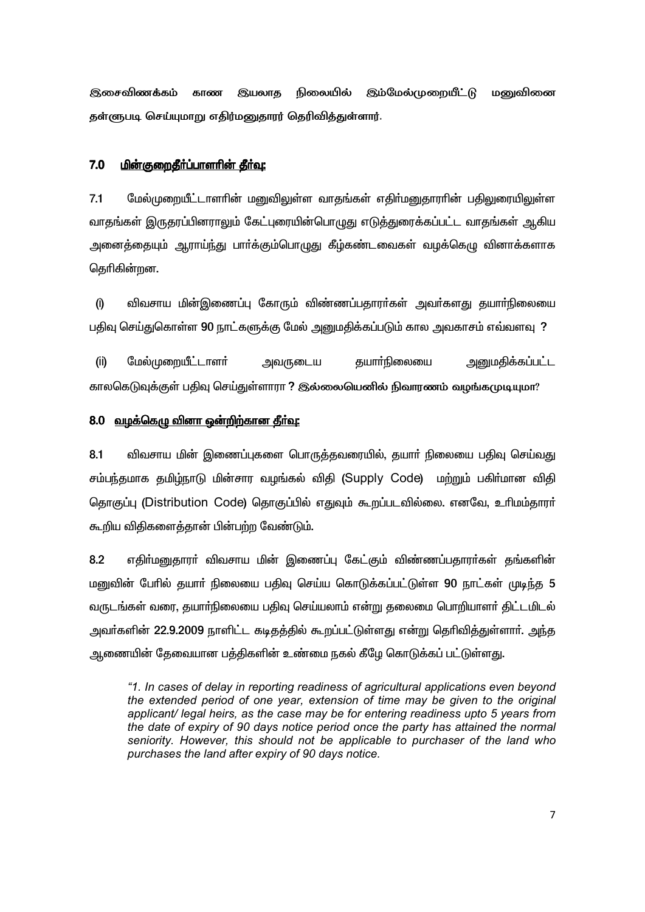**இசைவிணக்கம் காண இயலாத நிலையில் இம்மேல்முறையீட்டு மனுவினை தள்ளுபடி செய்யுமாறு எதிர்மனுதாரர் தெரிவித்துள்ளார்.**

## 7.0 <u>மின்குறைதீர்ப்பாளரின் தீர்வு:</u>

7.1 மேல்முறையீட்டாளரின் மனுவிலுள்ள வாதங்கள் எதிர்மனுதாரரின் பதிலுரையிலுள்ள வாதங்கள் இருதரப்பினராலும் கேட்புரையின்பொழுது எடுத்துரைக்கப்பட்ட வாதங்கள் ஆகிய அனைத்தையும் ஆராய்ந்து பார்க்கும்பொழுது கீழ்கண்டவைகள் வழக்கெழு வினாக்களாக தெரிகின்றன.

(i) விவசாய மின்இணைப்பு கோரும் விண்ணப்பதாரர்கள் அவர்களது தயார்நிலையை பதிவு செய்துகொள்ள **90** நாட்களுக்கு மேல் அனுமதிக்கப்படும் கால அவகாசம் எவ்வளவு **?**

(ii) மேல்முறையீட்டாளர் அவருடைய தயார்நிலையை அனுமதிக்கப்பட்ட காலகெடுவுக்குள் பதிவு செய்துள்ளாரா **? இல்லையெனில் நிவாரணம் வழங்கமுடியுமா**?

## 8.0 <u>வழக்கெழு வினா ஒன்றிற்கான தீர்வு:</u>

8.1 விவசாய மின் இணைப்புகளை பொருத்தவரையில், தயார் நிலையை பதிவு செய்வது சம்பந்தமாக தமிழ்நாடு மின்சார வழங்கல் விதி (Supply Code) மற்றும் பகிர்மான விதி தொகுப்பு (Distribution Code) தொகுப்பில் எதுவும் கூறப்படவில்லை. எனவே, உரிமம்தாரர் கூறிய விதிகளைத்தான் பின்பற்ற வேண்டும்.

8.2 எதிர்மனுதாரர் விவசாய மின் இணைப்பு கேட்கும் விண்ணப்பதாரர்கள் தங்களின் மனுவின் பேரில் தயார் நிலையை பதிவு செய்ய கொடுக்கப்பட்டுள்ள **90** நாட்கள் முடிந்த **5** வருடங்கள் வரை, தயார்நிலையை பதிவு செய்யலாம் என்று தலைமை பொறியாளர் திட்டமிடல் அவர்களின் **22.9.2009** நாளிட்ட கடிதத்தில் கூறப்பட்டுள்ளது என்று தெரிவித்துள்ளார். அந்த ஆணையின் தேவையான பத்திகளின் உண்மை நகல் கீழே கொடுக்கப் பட்டுள்ளது.

> *"1. In cases of delay in reporting readiness of agricultural applications even beyond the extended period of one year, extension of time may be given to the original applicant/ legal heirs, as the case may be for entering readiness upto 5 years from the date of expiry of 90 days notice period once the party has attained the normal seniority. However, this should not be applicable to purchaser of the land who purchases the land after expiry of 90 days notice.*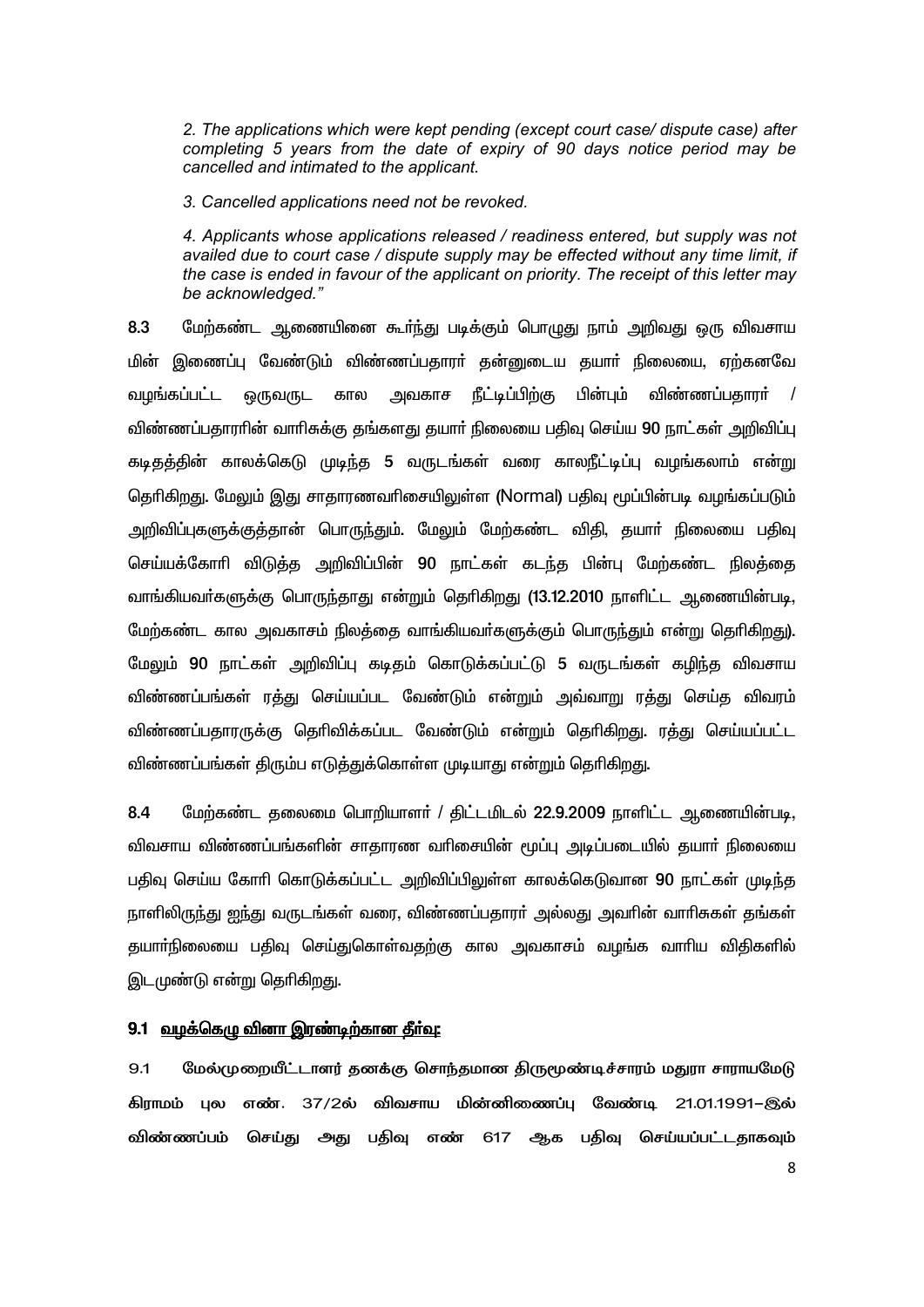*2. The applications which were kept pending (except court case/ dispute case) after completing 5 years from the date of expiry of 90 days notice period may be cancelled and intimated to the applicant.*

*3. Cancelled applications need not be revoked.*

*4. Applicants whose applications released / readiness entered, but supply was not availed due to court case / dispute supply may be effected without any time limit, if the case is ended in favour of the applicant on priority. The receipt of this letter may be acknowledged."*

8.3 மேற்கண்ட ஆணையினை கூர்ந்து படிக்கும் பொழுது நாம் அறிவது ஒரு விவசாய மின் இணைப்பு வேண்டும் விண்ணப்பதாரர் தன்னுடைய தயார் நிலையை, ஏற்கனவே வழங்கப்பட்ட ஒருவருட கால அவகாச நீட்டிப்பிற்கு பின்பும் விண்ணப்பதாரர் / விண்ணப்பதாரரின் வாரிசுக்கு தங்களது தயார் நிலையை பதிவு செய்ய 90 நாட்கள் அறிவிப்பு கடிதத்தின் காலக்கெடு முடிந்த 5 வருடங்கள் வரை காலநீட்டிப்பு வழங்கலாம் என்று தெரிகிறது. மேலும் இது சாதாரணவரிசையிலுள்ள (Normal) பதிவு மூப்பின்படி வழங்கப்படும் அறிவிப்புகளுக்குத்தான் பொருந்தும். மேலும் மேற்கண்ட விதி, தயார் நிலையை பதிவு செய்யக்கோரி விடுத்த அறிவிப்பின் 90 நாட்கள் கடந்த பின்பு மேற்கண்ட நிலத்தை வாங்கியவர்களுக்கு பொருந்தாது என்றும் தெரிகிறது (13.12.2010 நாளிட்ட ஆணையின்படி, மேற்கண்ட கால அவகாசம் நிலத்தை வாங்கியவர்களுக்கும் பொருந்தும் என்று தெரிகிறது). மேலும் 90 நாட்கள் அறிவிப்பு கடிதம் கொடுக்கப்பட்டு 5 வருடங்கள் கழிந்த விவசாய விண்ணப்பங்கள் ரத்து செய்யப்பட வேண்டும் என்றும் அவ்வாறு ரத்து செய்த விவரம் விண்ணப்பதாரருக்கு தெரிவிக்கப்பட வேண்டும் என்றும் தெரிகிறது. ரத்து செய்யப்பட்ட விண்ணப்பங்கள் திரும்ப எடுத்துக்கொள்ள முடியாது என்றும் தெரிகிறது.

8.4 மேற்கண்ட தலைமை பொறியாளர் / திட்டமிடல் 22.9.2009 நாளிட்ட ஆணையின்படி, விவசாய விண்ணப்பங்களின் சாதாரண வரிசையின் மூப்பு அடிப்படையில் தயார் நிலையை பதிவு செய்ய கோரி கொடுக்கப்பட்ட அறிவிப்பிலுள்ள காலக்கெடுவான 90 நாட்கள் முடிந்த நாளிலிருந்து ஐந்து வருடங்கள் வரை, விண்ணப்பதாரர் அல்லது அவரின் வாரிசுகள் தங்கள் தயார்நிலையை பதிவு செய்துகொள்வதற்கு கால அவகாசம் வழங்க வாரிய விதிகளில் இடமுண்டு என்று தெரிகிறது.

### 9.1 வழக்கெழு வினா இரண்டிற்கான தீர்வு:

9.1 மேல்முறையீட்டாளர் தனக்கு சொந்தமான திருமூண்டிச்சாரம் மதுரா சாராயமேடு கிராமம் புல எண். 37/2ல் விவசாய மின்னிணைப்பு வேண்டி 21.01.1991–இல் விண்ணப்பம் செய்து அது பதிவு எண் 617 ஆக பதிவு செய்யப்பட்டதாகவும்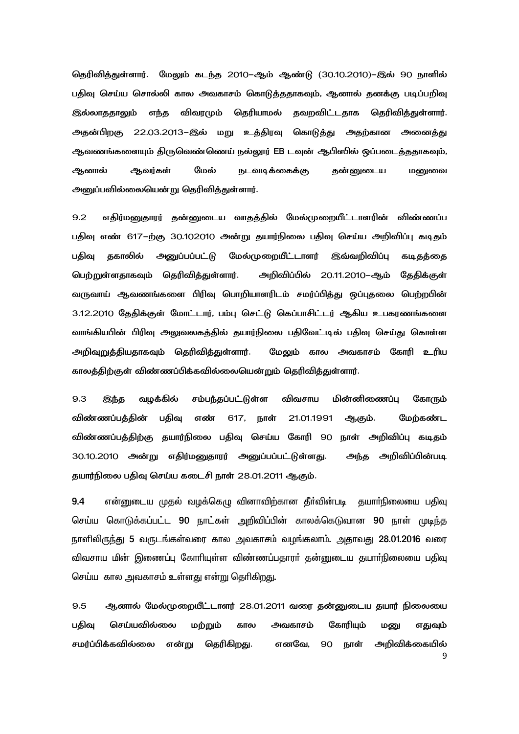தெரிவித்துள்ளார். மேலும் கடந்த 2010–ஆம் ஆண்டு (30.10.2010)–இல் 90 நாளில் பதிவு செய்ய சொல்லி கால அவகாசம் கொடுத்ததாகவும், ஆனால் தனக்கு படிப்பறிவு இல்லாததாலும் எந்த விவரமும் தெரியாமல் தவறவிட்டதாக தெரிவித்துள்ளார். அதன்பிறகு 22.03.2013–இல் மறு உத்திரவு கொடுத்து அதற்கான அனைத்து ஆவணங்களையும் திருவெண்ணெய் நல்லூர் EB டவுன் ஆபிஸில் ஒப்படைத்ததாகவும், ஆனால் ஆவர்கள் மேல் நடவடிக்கைக்கு தன்னுடைய மனுவை அனுப்பவில்லையென்று தெரிவித்துள்ளார்.

9.2 எதிர்மனுதாரர் தன்னுடைய வாதத்தில் மேல்முறையீட்டாளரின் விண்ணப்ப பதிவு எண் 617–ற்கு 30.102010 அன்று தயார்நிலை பதிவு செய்ய அறிவிப்பு கடிதம் பதிவு தகாலில் அனுப்பப்பட்டு மேல்முறையீட்டாளர் இவ்வறிவிப்பு கடிதத்தை பெற்றுள்ளதாகவும் தெரிவித்துள்ளார். அறிவிப்பில் 20.11.2010–ஆம் தேதிக்குள் வருவாய் ஆவணங்களை பிரிவு பொறியாளரிடம் சமர்ப்பித்து ஒப்புதலை பெற்றபின் 3.12.2010 தேதிக்குள் மோட்டார், பம்பு செட்டு கெப்பாசிட்டர் ஆகிய உபகரணங்களை வாங்கியபின் பிரிவு அலுவலகத்தில் தயார்நிலை பதிவேட்டில் பதிவு செய்து கொள்ள அறிவுறுத்தியதாகவும் தெரிவித்துள்ளார். மேலும் கால அவகாசம் கோரி உரிய காலத்திற்குள் விண்ணப்பிக்கவில்லையென்றும் தெரிவித்துள்ளார்.

9.3 இந்த வழக்கில் சம்பந்தப்பட்டுள்ள விவசாய மின்னிணைப்பு கோரும் விண்ணப்பத்தின் பதிவு எண் 617, நாள் 21.01.1991 ஆகும். மேற்கண்ட விண்ணப்பத்திற்கு தயார்நிலை பதிவு செய்ய கோரி 90 நாள் அறிவிப்பு கடிதம் 30.10.2010 அன்று எதிர்மனுதாரர் அனுப்பப்பட்டுள்ளது. அந்த அறிவிப்பின்படி தயார்நிலை பதிவு செய்ய கடைசி நாள் 28.01.2011 ஆகும்.

**9.4** என்னுடைய முதல் வழக்கெழு வினாவிற்கான தீர்வின்படி தயார்நிலையை பதிவு செய்ய கொடுக்கப்பட்ட **90** நாட்கள் அறிவிப்பின் காலக்கெடுவான **90** நாள் முடிந்த நாளிலிருந்து **5** வருடங்கள்வரை கால அவகாசம் வழங்கலாம். அதாவது **28.01.2016** வரை விவசாய மின் இணைப்பு கோரியுள்ள விண்ணப்பதாரர் தன்னுடைய தயார்நிலையை பதிவு செய்ய கால அவகாசம் உள்ளது என்று தெரிகிறது.

9.5 ஆனால் மேல்முறையீட்டாளர் 28.01.2011 வரை தன்னுடைய தயார் நிலையை பதிவு செய்யவில்லை மற்றும் கால அவகாசம் கோரியும் மனு எதுவும் சமர்ப்பிக்கவில்லை என்று தெரிகிறது. எனவே, 90 நாள் அறிவிக்கையில்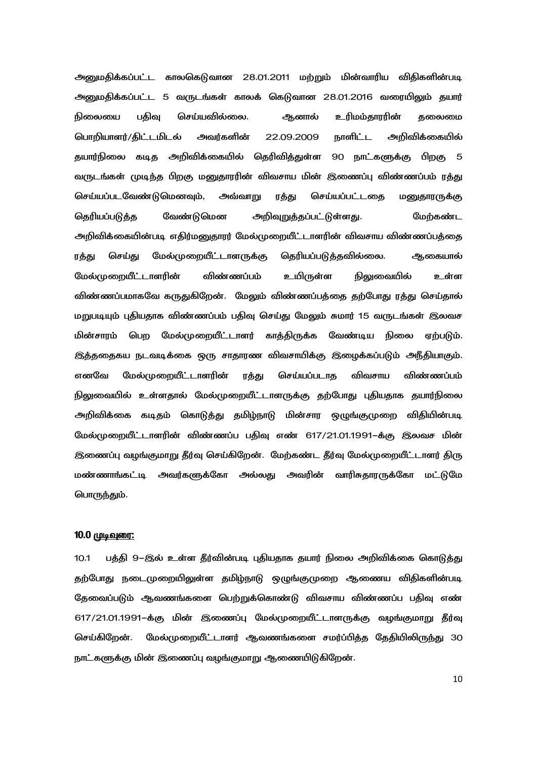அனுமதிக்கப்பட்ட காலகெடுவான 28.01.2011 மற்றும் மின்வாரிய விதிகளின்படி அனுமதிக்கப்பட்ட 5 வருடங்கள் காலக் கெடுவான 28.01.2016 வரையிலும் தயார் நிலையை பதிவு செய்யவில்லை. ஆனால் உரிமம்தாரரின் தலைமை பொறியாளர்/திட்டமிடல் அவர்களின் 22.09.2009 நாளிட்ட அறிவிக்கையில் தயார்நிலை கடித அறிவிக்கையில் தெரிவித்துள்ள 90 நாட்களுக்கு பிறகு 5 வருடங்கள் முடிந்த பிறகு மனுதாரரின் விவசாய மின் இணைப்பு விண்ணப்பம் ரத்து செய்யப்படவேண்டுமெனவும், அவ்வாறு ரத்து செய்யப்பட்டதை மனுதாரருக்கு தெரியப்படுத்த வேண்டுமென அறிவுறுத்தப்பட்டுள்ளது. மேற்கண்ட அறிவிக்கையின்படி எதிர்மனுதாரர் மேல்முறையீட்டாளரின் விவசாய விண்ணப்பத்தை ரத்து செய்து மேல்முறையீட்டாளருக்கு தெரியப்படுத்தவில்லை. ஆகையால் மேல்முறையீட்டாளரின் விண்ணப்பம் உயிருள்ள நிலுவையில் உள்ள விண்ணப்பமாகவே கருதுகிறேன். மேலும் விண்ணப்பத்தை தற்போது ரத்து செய்தால் மறுபடியும் புதியதாக விண்ணப்பம் பதிவு செய்து மேலும் சுமார் 15 வருடங்கள் இலவச மின்சாரம் பெற மேல்முறையீட்டாளர் காத்திருக்க வேண்டிய நிலை ஏற்படும். இத்தகைய நடவடிக்கை ஒரு சாதாரண விவசாயிக்கு இழைக்கப்படும் அநீதியாகும். எனவே மேல்முறையீட்டாளரின் ரத்து செய்யப்படாத விவசாய விண்ணப்பம் நிலுவையில் உள்ளதால் மேல்முறையீட்டாளருக்கு தற்போது புதியதாக தயார்நிலை அறிவிக்கை கடிதம் கொடுத்து தமிழ்நாடு மின்சார ஒழுங்குமுறை விதியின்படி மேல்முறையீட்டாளரின் விண்ணப்ப பதிவு எண் 617/21.01.1991–க்கு இலவச மின் இணைப்பு வழங்குமாறு தீர்வு செய்கிறேன். மேற்கண்ட தீர்வு மேல்முறையீட்டாளர் திரு மண்ணாங்கட்டி அவர்களுக்கோ அல்லது அவரின் வாரிசுதாரருக்கோ மட்டுமே பொருந்தும்.

**10.0 முடிவுரை:**

10.1 பத்தி 9–இல் உள்ள தீர்வின்படி புதியதாக தயார் நிலை அறிவிக்கை கொடுத்து தற்போது நடைமுறையிலுள்ள தமிழ்நாடு ஒழுங்குமுறை ஆணைய விதிகளின்படி தேவைப்படும் ஆவணங்களை பெற்றுக்கொண்டு விவசாய விண்ணப்ப பதிவு எண் 617/21.01.1991–க்கு மின் இணைப்பு மேல்முறையீட்டாளருக்கு வழங்குமாறு தீர்வு செய்கிறேன். மேல்முறையீட்டாளர் ஆவணங்களை சமர்ப்பித்த தேதியிலிருந்து 30 நாட்களுக்கு மின் இணைப்பு வழங்குமாறு ஆணையிடுகிறேன்.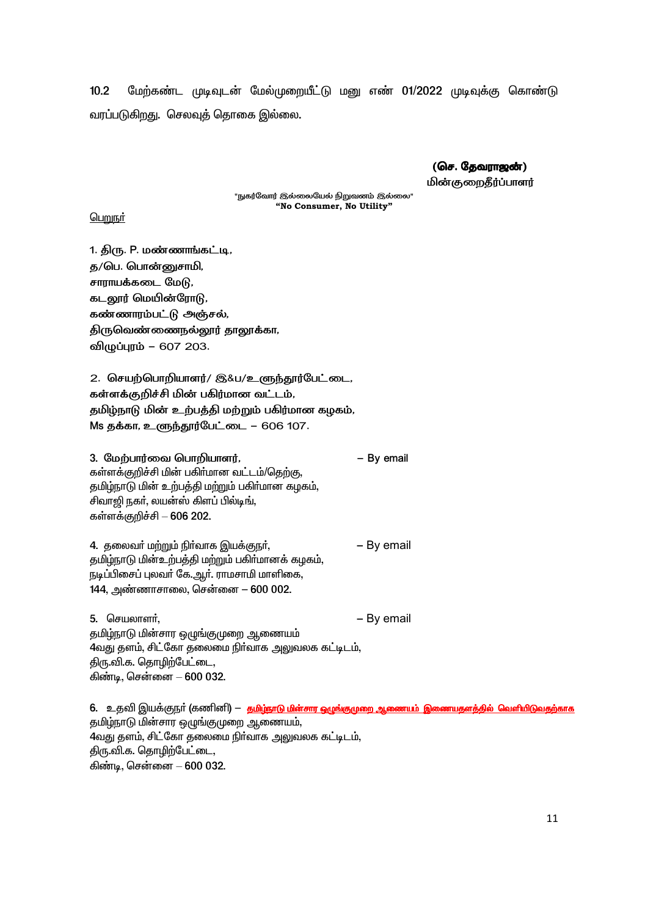10.2 மேற்கண்ட முடிவுடன் மேல்முறையீட்டு மனு எண் 01/2022 முடிவுக்கு கொண்டு வரப்படுகிறது. செலவுத் தொகை இல்லை.

**(செ. தேவராஜன்)**
மின்குறைதீர்ப்பாளர்

"நுகர்வோர் இல்லையேல் நிறுவனம் இல்லை"
**"No Consumer, No Utility"**

<u>பெறுநர்</u>

1. திரு. P. மண்ணாங்கட்டி,
த/பெ. பொன்னுசாமி,
சாராயக்கடை மேடு,
கடலூர் மெயின்ரோடு,
கண்ணாரம்பட்டு அஞ்சல்,
திருவெண்ணைநல்லூர் தாலுக்கா,
விழுப்புரம் – 607 203.

2. செயற்பொறியாளர்/ இ&ப/உளுந்தூர்பேட்டை,
கள்ளக்குறிச்சி மின் பகிர்மான வட்டம்,
தமிழ்நாடு மின் உற்பத்தி மற்றும் பகிர்மான கழகம்,
Ms தக்கா, உளுந்தூர்பேட்டை – 606 107.

3. மேற்பார்வை பொறியாளர், – By email
கள்ளக்குறிச்சி மின் பகிர்மான வட்டம்/தெற்கு,
தமிழ்நாடு மின் உற்பத்தி மற்றும் பகிர்மான கழகம்,
சிவாஜி நகர், லயன்ஸ் கிளப் பில்டிங்,
கள்ளக்குறிச்சி – 606 202.

4. தலைவர் மற்றும் நிர்வாக இயக்குநர், – By email
தமிழ்நாடு மின்உற்பத்தி மற்றும் பகிர்மானக் கழகம்,
நடிப்பிசைப் புலவர் கே.ஆர். ராமசாமி மாளிகை,
144, அண்ணாசாலை, சென்னை – 600 002.

5. செயலாளர், – By email
தமிழ்நாடு மின்சார ஒழுங்குமுறை ஆணையம்
4வது தளம், சிட்கோ தலைமை நிர்வாக அலுவலக கட்டிடம்,
திரு.வி.க. தொழிற்பேட்டை,
கிண்டி, சென்னை – 600 032.

6. உதவி இயக்குநர் (கணினி) – <u>தமிழ்நாடு மின்சார ஒழுங்குமுறை ஆணையம் இணையதளத்தில் வெளியிடுவதற்காக</u>
தமிழ்நாடு மின்சார ஒழுங்குமுறை ஆணையம்,
4வது தளம், சிட்கோ தலைமை நிர்வாக அலுவலக கட்டிடம்,
திரு.வி.க. தொழிற்பேட்டை,
கிண்டி, சென்னை – 600 032.